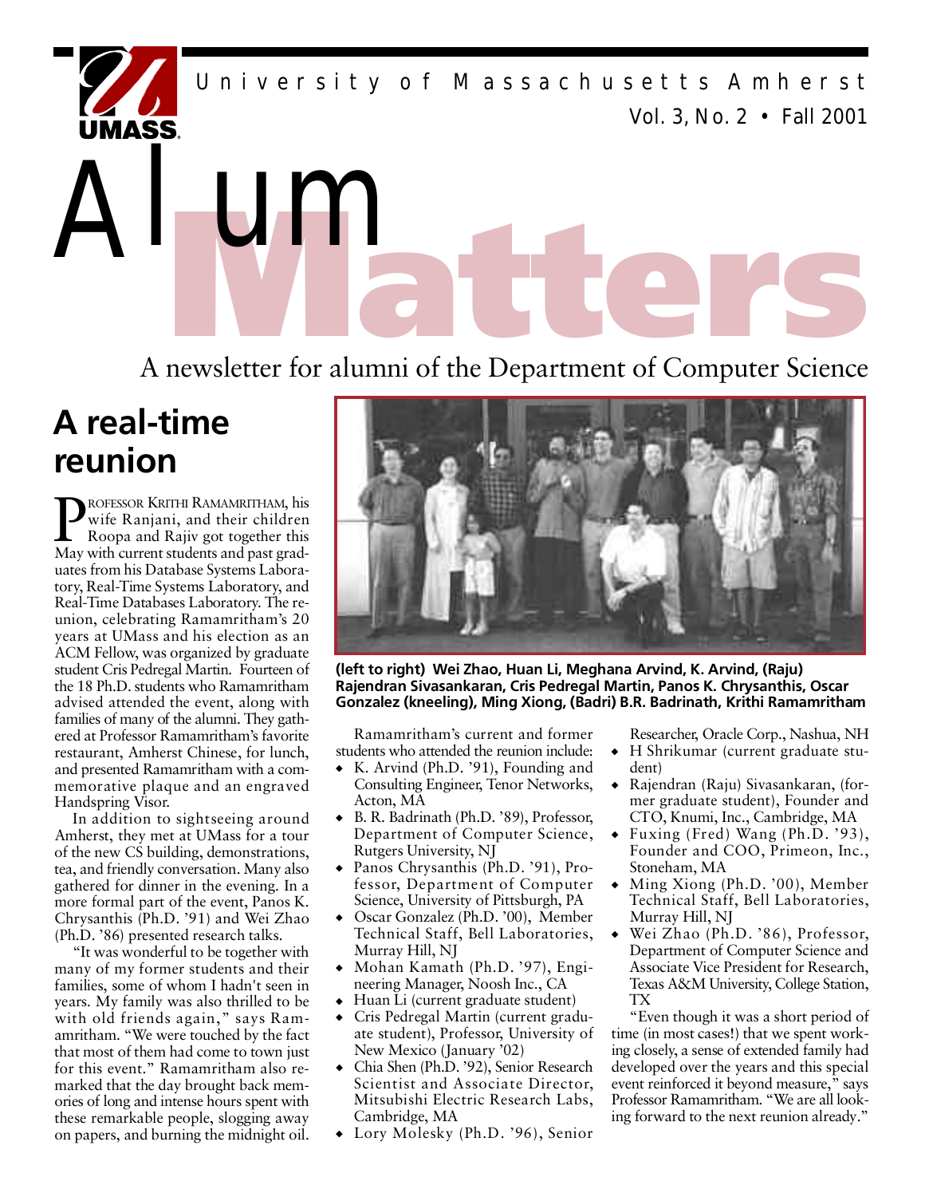University of Massachusetts Amherst

Vol. 3, No. 2 • Fall 2001

# AlumMatters

A newsletter for alumni of the Department of Computer Science

## A real-time reunion

PROFESSOR KRITHI RAMAMRITHAM, his wife Ranjani, and their children Roopa and Rajiv got together this May with current students and past graduates from his Database Systems Laboratory, Real-Time Systems Laboratory, and Real-Time Databases Laboratory. The reunion, celebrating Ramamritham's 20 years at UMass and his election as an ACM Fellow, was organized by graduate student Cris Pedregal Martin. Fourteen of the 18 Ph.D. students who Ramamritham advised attended the event, along with families of many of the alumni. They gathered at Professor Ramamritham's favorite restaurant, Amherst Chinese, for lunch, and presented Ramamritham with a commemorative plaque and an engraved Handspring Visor.

In addition to sightseeing around Amherst, they met at UMass for a tour of the new CS building, demonstrations, tea, and friendly conversation. Many also gathered for dinner in the evening. In a more formal part of the event, Panos K. Chrysanthis (Ph.D. '91) and Wei Zhao (Ph.D. '86) presented research talks.

"It was wonderful to be together with many of my former students and their families, some of whom I hadn't seen in years. My family was also thrilled to be with old friends again," says Ramamritham. "We were touched by the fact that most of them had come to town just for this event." Ramamritham also remarked that the day brought back memories of long and intense hours spent with these remarkable people, slogging away on papers, and burning the midnight oil.

**(left to right) Wei Zhao, Huan Li, Meghana Arvind, K. Arvind, (Raju) Rajendran Sivasankaran, Cris Pedregal Martin, Panos K. Chrysanthis, Oscar Gonzalez (kneeling), Ming Xiong, (Badri) B.R. Badrinath, Krithi Ramamritham**

Ramamritham's current and former students who attended the reunion include:

- K. Arvind (Ph.D. '91), Founding and Consulting Engineer, Tenor Networks, Acton, MA
- B. R. Badrinath (Ph.D. '89), Professor, Department of Computer Science, Rutgers University, NJ
- Panos Chrysanthis (Ph.D. '91), Professor, Department of Computer Science, University of Pittsburgh, PA
- Oscar Gonzalez (Ph.D. '00), Member Technical Staff, Bell Laboratories, Murray Hill, NJ
- Mohan Kamath (Ph.D. '97), Engineering Manager, Noosh Inc., CA
- Huan Li (current graduate student)
- Cris Pedregal Martin (current graduate student), Professor, University of New Mexico (January '02)
- Chia Shen (Ph.D. '92), Senior Research Scientist and Associate Director, Mitsubishi Electric Research Labs, Cambridge, MA
- Lory Molesky (Ph.D. '96), Senior Researcher, Oracle Corp., Nashua, NH
- H Shrikumar (current graduate student)
- Rajendran (Raju) Sivasankaran, (former graduate student), Founder and CTO, Knumi, Inc., Cambridge, MA
- Fuxing (Fred) Wang (Ph.D. '93), Founder and COO, Primeon, Inc., Stoneham, MA
- Ming Xiong (Ph.D. '00), Member Technical Staff, Bell Laboratories, Murray Hill, NJ
- Wei Zhao (Ph.D. '86), Professor, Department of Computer Science and Associate Vice President for Research, Texas A&M University, College Station, TX

"Even though it was a short period of time (in most cases!) that we spent working closely, a sense of extended family had developed over the years and this special event reinforced it beyond measure," says Professor Ramamritham. "We are all looking forward to the next reunion already."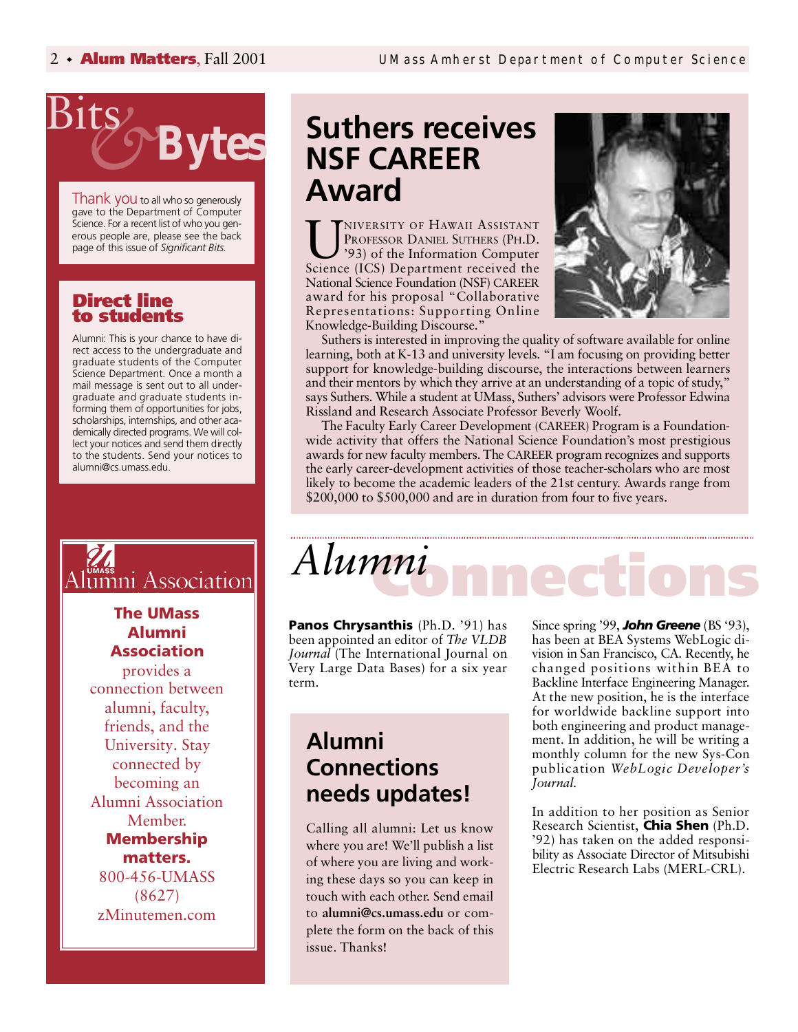# Bits & Bytes

Thank you to all who so generously gave to the Department of Computer Science. For a recent list of who you generous people are, please see the back page of this issue of *Significant Bits.*

## Direct line to students

Alumni: This is your chance to have direct access to the undergraduate and graduate students of the Computer Science Department. Once a month a mail message is sent out to all undergraduate and graduate students informing them of opportunities for jobs, scholarships, internships, and other academically directed programs. We will collect your notices and send them directly to the students. Send your notices to alumni@cs.umass.edu.

## UMass Alumni Association

**The UMass Alumni Association** provides a connection between alumni, faculty, friends, and the University. Stay connected by becoming an Alumni Association Member.

**Membership matters.**

800-456-UMASS (8627)

zMinutemen.com

# Suthers receives NSF CAREER Award

University of Hawaii Assistant Professor Daniel Suthers (Ph.D. '93) of the Information Computer Science (ICS) Department received the National Science Foundation (NSF) CAREER award for his proposal "Collaborative Representations: Supporting Online Knowledge-Building Discourse."

Suthers is interested in improving the quality of software available for online learning, both at K-13 and university levels. "I am focusing on providing better support for knowledge-building discourse, the interactions between learners and their mentors by which they arrive at an understanding of a topic of study," says Suthers. While a student at UMass, Suthers' advisors were Professor Edwina Rissland and Research Associate Professor Beverly Woolf.

The Faculty Early Career Development (CAREER) Program is a Foundation-wide activity that offers the National Science Foundation's most prestigious awards for new faculty members. The CAREER program recognizes and supports the early career-development activities of those teacher-scholars who are most likely to become the academic leaders of the 21st century. Awards range from $200,000 to $500,000 and are in duration from four to five years.

# *Alumni* Connections

**Panos Chrysanthis** (Ph.D. '91) has been appointed an editor of *The VLDB Journal* (The International Journal on Very Large Data Bases) for a six year term.

## Alumni Connections needs updates!

Calling all alumni: Let us know where you are! We'll publish a list of where you are living and working these days so you can keep in touch with each other. Send email to **alumni@cs.umass.edu** or complete the form on the back of this issue. Thanks!

Since spring '99, ***John Greene*** (BS '93), has been at BEA Systems WebLogic division in San Francisco, CA. Recently, he changed positions within BEA to Backline Interface Engineering Manager. At the new position, he is the interface for worldwide backline support into both engineering and product management. In addition, he will be writing a monthly column for the new Sys-Con publication *WebLogic Developer's Journal.*

In addition to her position as Senior Research Scientist, **Chia Shen** (Ph.D. '92) has taken on the added responsibility as Associate Director of Mitsubishi Electric Research Labs (MERL-CRL).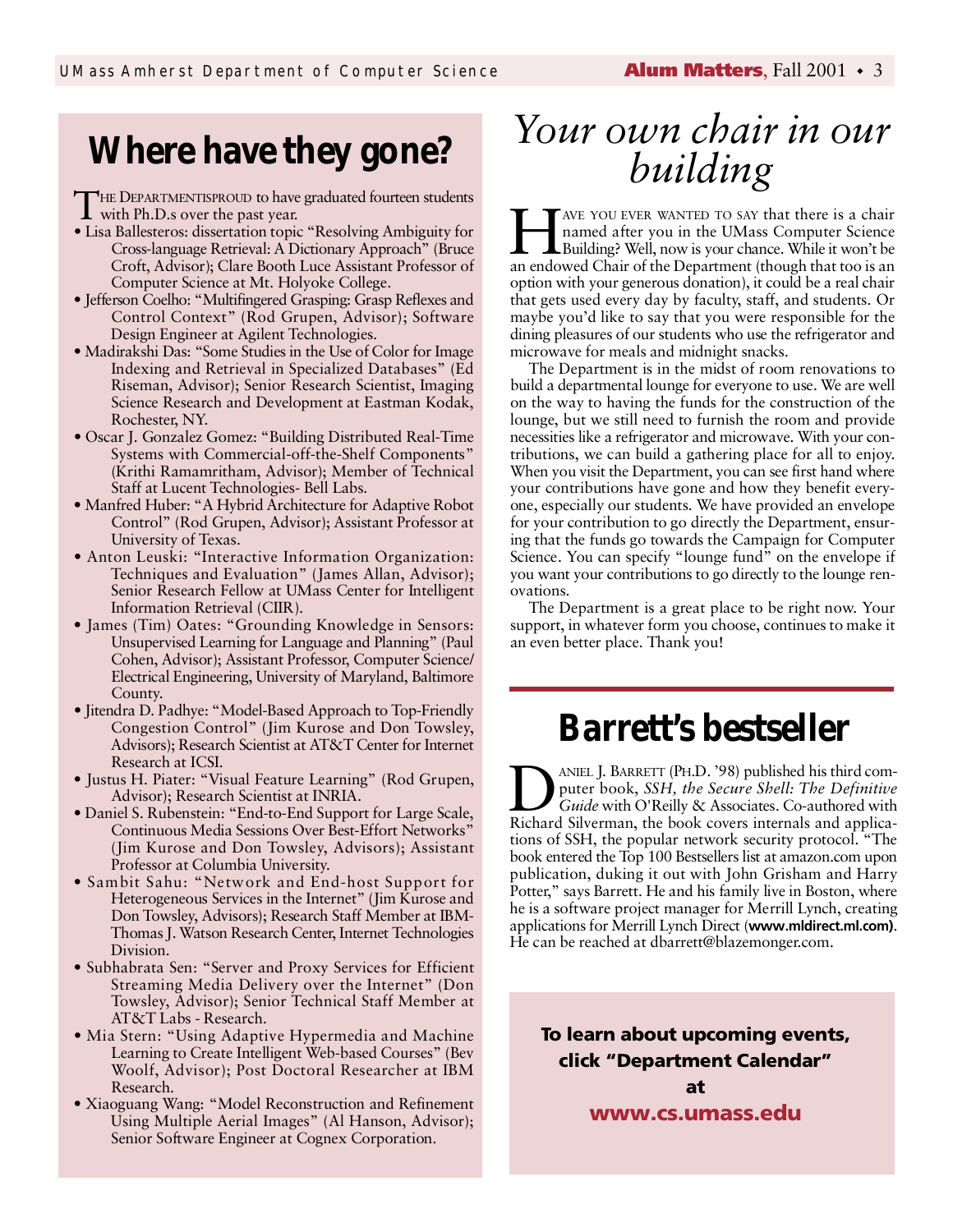## Where have they gone?

The Department is proud to have graduated fourteen students with Ph.D.s over the past year.

- Lisa Ballesteros: dissertation topic "Resolving Ambiguity for Cross-language Retrieval: A Dictionary Approach" (Bruce Croft, Advisor); Clare Booth Luce Assistant Professor of Computer Science at Mt. Holyoke College.
- Jefferson Coelho: "Multifingered Grasping: Grasp Reflexes and Control Context" (Rod Grupen, Advisor); Software Design Engineer at Agilent Technologies.
- Madirakshi Das: "Some Studies in the Use of Color for Image Indexing and Retrieval in Specialized Databases" (Ed Riseman, Advisor); Senior Research Scientist, Imaging Science Research and Development at Eastman Kodak, Rochester, NY.
- Oscar J. Gonzalez Gomez: "Building Distributed Real-Time Systems with Commercial-off-the-Shelf Components" (Krithi Ramamritham, Advisor); Member of Technical Staff at Lucent Technologies- Bell Labs.
- Manfred Huber: "A Hybrid Architecture for Adaptive Robot Control" (Rod Grupen, Advisor); Assistant Professor at University of Texas.
- Anton Leuski: "Interactive Information Organization: Techniques and Evaluation" (James Allan, Advisor); Senior Research Fellow at UMass Center for Intelligent Information Retrieval (CIIR).
- James (Tim) Oates: "Grounding Knowledge in Sensors: Unsupervised Learning for Language and Planning" (Paul Cohen, Advisor); Assistant Professor, Computer Science/ Electrical Engineering, University of Maryland, Baltimore County.
- Jitendra D. Padhye: "Model-Based Approach to Top-Friendly Congestion Control" (Jim Kurose and Don Towsley, Advisors); Research Scientist at AT&T Center for Internet Research at ICSI.
- Justus H. Piater: "Visual Feature Learning" (Rod Grupen, Advisor); Research Scientist at INRIA.
- Daniel S. Rubenstein: "End-to-End Support for Large Scale, Continuous Media Sessions Over Best-Effort Networks" (Jim Kurose and Don Towsley, Advisors); Assistant Professor at Columbia University.
- Sambit Sahu: "Network and End-host Support for Heterogeneous Services in the Internet" (Jim Kurose and Don Towsley, Advisors); Research Staff Member at IBM-Thomas J. Watson Research Center, Internet Technologies Division.
- Subhabrata Sen: "Server and Proxy Services for Efficient Streaming Media Delivery over the Internet" (Don Towsley, Advisor); Senior Technical Staff Member at AT&T Labs - Research.
- Mia Stern: "Using Adaptive Hypermedia and Machine Learning to Create Intelligent Web-based Courses" (Bev Woolf, Advisor); Post Doctoral Researcher at IBM Research.
- Xiaoguang Wang: "Model Reconstruction and Refinement Using Multiple Aerial Images" (Al Hanson, Advisor); Senior Software Engineer at Cognex Corporation.

## *Your own chair in our building*

Have you ever wanted to say that there is a chair named after you in the UMass Computer Science Building? Well, now is your chance. While it won't be an endowed Chair of the Department (though that too is an option with your generous donation), it could be a real chair that gets used every day by faculty, staff, and students. Or maybe you'd like to say that you were responsible for the dining pleasures of our students who use the refrigerator and microwave for meals and midnight snacks.

The Department is in the midst of room renovations to build a departmental lounge for everyone to use. We are well on the way to having the funds for the construction of the lounge, but we still need to furnish the room and provide necessities like a refrigerator and microwave. With your contributions, we can build a gathering place for all to enjoy. When you visit the Department, you can see first hand where your contributions have gone and how they benefit everyone, especially our students. We have provided an envelope for your contribution to go directly the Department, ensuring that the funds go towards the Campaign for Computer Science. You can specify "lounge fund" on the envelope if you want your contributions to go directly to the lounge renovations.

The Department is a great place to be right now. Your support, in whatever form you choose, continues to make it an even better place. Thank you!

## Barrett's bestseller

Daniel J. Barrett (Ph.D. '98) published his third computer book, *SSH, the Secure Shell: The Definitive Guide* with O'Reilly & Associates. Co-authored with Richard Silverman, the book covers internals and applications of SSH, the popular network security protocol. "The book entered the Top 100 Bestsellers list at amazon.com upon publication, duking it out with John Grisham and Harry Potter," says Barrett. He and his family live in Boston, where he is a software project manager for Merrill Lynch, creating applications for Merrill Lynch Direct (**www.mldirect.ml.com)**. He can be reached at dbarrett@blazemonger.com.

**To learn about upcoming events, click "Department Calendar" at**

**www.cs.umass.edu**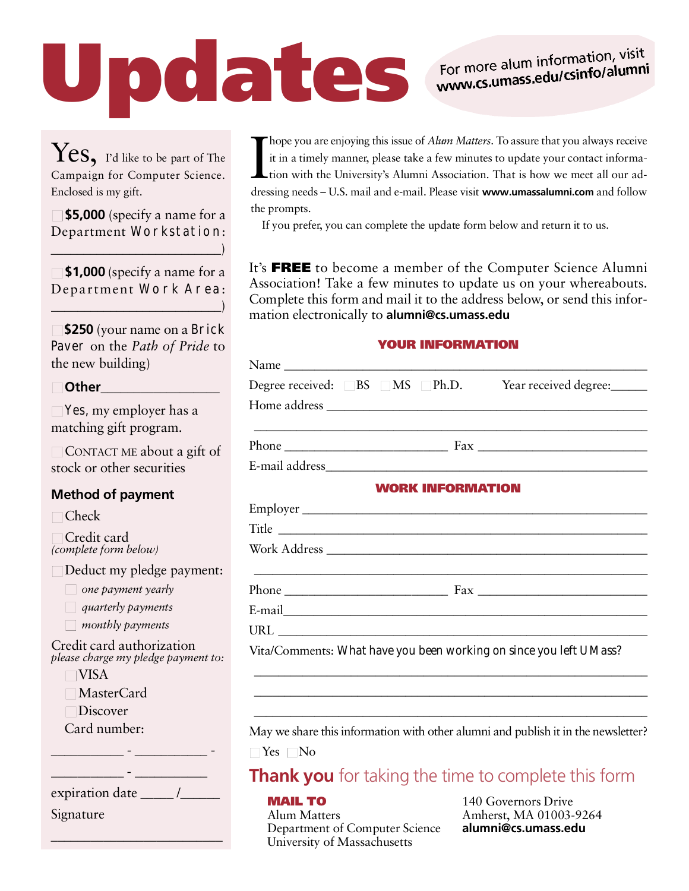# Updates

For more alum information, visit **www.cs.umass.edu/csinfo/alumni**

I hope you are enjoying this issue of *Alum Matters*. To assure that you always receive it in a timely manner, please take a few minutes to update your contact information with the University's Alumni Association. That is how we meet all our addressing needs – U.S. mail and e-mail. Please visit **www.umassalumni.com** and follow the prompts.

If you prefer, you can complete the update form below and return it to us.

It's **FREE** to become a member of the Computer Science Alumni Association! Take a few minutes to update us on your whereabouts. Complete this form and mail it to the address below, or send this information electronically to **alumni@cs.umass.edu**

## YOUR INFORMATION

Name ________________________________________________

Degree received: ☐ BS ☐ MS ☐ Ph.D. Year received degree:______

Home address __________________________________________

________________________________________________________

Phone __________________________ Fax __________________________

E-mail address__________________________________________

## WORK INFORMATION

Employer ______________________________________________

Title __________________________________________________

Work Address __________________________________________

________________________________________________________

Phone __________________________ Fax __________________________

E-mail__________________________________________________

URL ___________________________________________________

Vita/Comments: What have you been working on since you left UMass?

________________________________________________________

________________________________________________________

________________________________________________________

May we share this information with other alumni and publish it in the newsletter?

☐ Yes ☐ No

## Thank you for taking the time to complete this form

**MAIL TO**
Alum Matters
Department of Computer Science
University of Massachusetts
140 Governors Drive
Amherst, MA 01003-9264
**alumni@cs.umass.edu**

---

**Yes,** I'd like to be part of The Campaign for Computer Science. Enclosed is my gift.

☐ **$5,000** (specify a name for a Department Workstation: ________________________)

☐ **$1,000** (specify a name for a Department Work Area: ________________________)

☐ **$250** (your name on a Brick Paver on the *Path of Pride* to the new building)

☐ **Other**_________________

☐ Yes, my employer has a matching gift program.

☐ CONTACT ME about a gift of stock or other securities

### Method of payment

☐ Check

☐ Credit card
*(complete form below)*

☐ Deduct my pledge payment:
- ☐ *one payment yearly*
- ☐ *quarterly payments*
- ☐ *monthly payments*

Credit card authorization
*please charge my pledge payment to:*

☐ VISA
☐ MasterCard
☐ Discover

Card number:

__________ - __________ -
__________ - __________

expiration date _____ /______

Signature

________________________